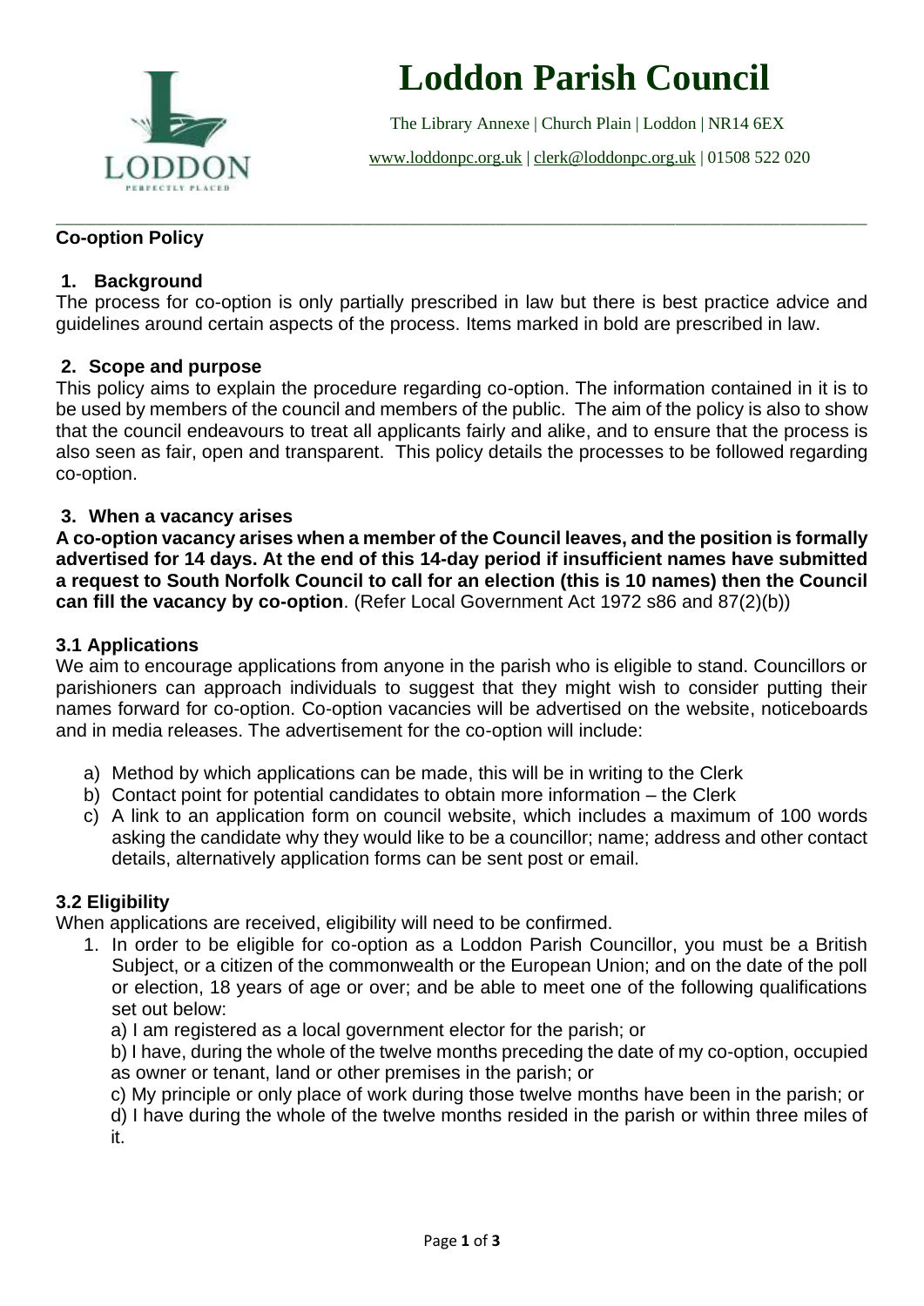# Loddon Parish Council

The Library Annexe | Church Plain | Loddon | NR14 6EX

www.loddonpc.org.uk | clerk@loddonpc.org.uk | 01508 522 020

---

## Co-option Policy

### 1. Background

The process for co-option is only partially prescribed in law but there is best practice advice and guidelines around certain aspects of the process. Items marked in bold are prescribed in law.

### 2. Scope and purpose

This policy aims to explain the procedure regarding co-option. The information contained in it is to be used by members of the council and members of the public. The aim of the policy is also to show that the council endeavours to treat all applicants fairly and alike, and to ensure that the process is also seen as fair, open and transparent. This policy details the processes to be followed regarding co-option.

### 3. When a vacancy arises

**A co-option vacancy arises when a member of the Council leaves, and the position is formally advertised for 14 days. At the end of this 14-day period if insufficient names have submitted a request to South Norfolk Council to call for an election (this is 10 names) then the Council can fill the vacancy by co-option**. (Refer Local Government Act 1972 s86 and 87(2)(b))

### 3.1 Applications

We aim to encourage applications from anyone in the parish who is eligible to stand. Councillors or parishioners can approach individuals to suggest that they might wish to consider putting their names forward for co-option. Co-option vacancies will be advertised on the website, noticeboards and in media releases. The advertisement for the co-option will include:

a) Method by which applications can be made, this will be in writing to the Clerk
b) Contact point for potential candidates to obtain more information – the Clerk
c) A link to an application form on council website, which includes a maximum of 100 words asking the candidate why they would like to be a councillor; name; address and other contact details, alternatively application forms can be sent post or email.

### 3.2 Eligibility

When applications are received, eligibility will need to be confirmed.

1. In order to be eligible for co-option as a Loddon Parish Councillor, you must be a British Subject, or a citizen of the commonwealth or the European Union; and on the date of the poll or election, 18 years of age or over; and be able to meet one of the following qualifications set out below:

   a) I am registered as a local government elector for the parish; or

   b) I have, during the whole of the twelve months preceding the date of my co-option, occupied as owner or tenant, land or other premises in the parish; or

   c) My principle or only place of work during those twelve months have been in the parish; or

   d) I have during the whole of the twelve months resided in the parish or within three miles of it.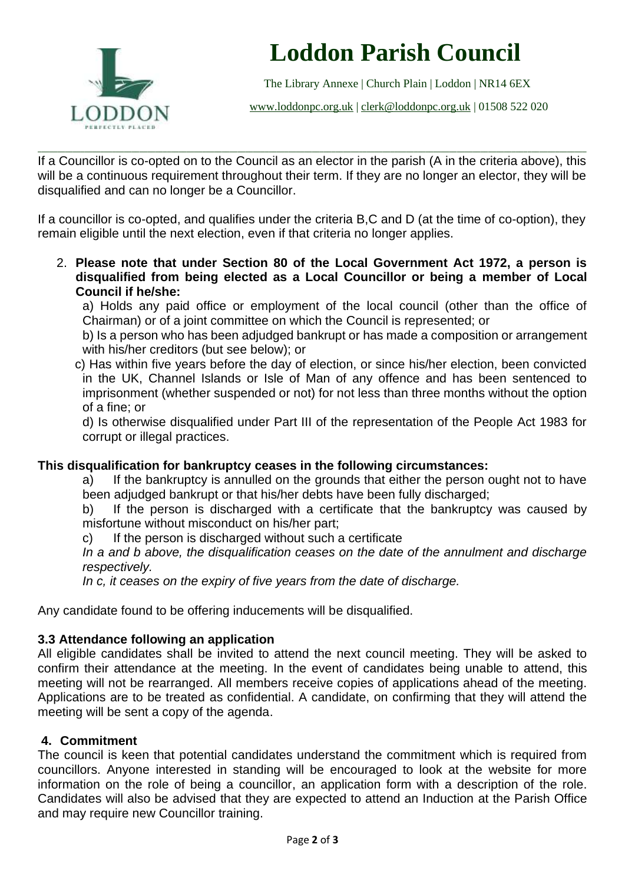If a Councillor is co-opted on to the Council as an elector in the parish (A in the criteria above), this will be a continuous requirement throughout their term. If they are no longer an elector, they will be disqualified and can no longer be a Councillor.

If a councillor is co-opted, and qualifies under the criteria B,C and D (at the time of co-option), they remain eligible until the next election, even if that criteria no longer applies.

2. **Please note that under Section 80 of the Local Government Act 1972, a person is disqualified from being elected as a Local Councillor or being a member of Local Council if he/she:**

   a) Holds any paid office or employment of the local council (other than the office of Chairman) or of a joint committee on which the Council is represented; or

   b) Is a person who has been adjudged bankrupt or has made a composition or arrangement with his/her creditors (but see below); or

   c) Has within five years before the day of election, or since his/her election, been convicted in the UK, Channel Islands or Isle of Man of any offence and has been sentenced to imprisonment (whether suspended or not) for not less than three months without the option of a fine; or

   d) Is otherwise disqualified under Part III of the representation of the People Act 1983 for corrupt or illegal practices.

**This disqualification for bankruptcy ceases in the following circumstances:**

a) If the bankruptcy is annulled on the grounds that either the person ought not to have been adjudged bankrupt or that his/her debts have been fully discharged;

b) If the person is discharged with a certificate that the bankruptcy was caused by misfortune without misconduct on his/her part;

c) If the person is discharged without such a certificate

*In a and b above, the disqualification ceases on the date of the annulment and discharge respectively.*

*In c, it ceases on the expiry of five years from the date of discharge.*

Any candidate found to be offering inducements will be disqualified.

### 3.3 Attendance following an application

All eligible candidates shall be invited to attend the next council meeting. They will be asked to confirm their attendance at the meeting. In the event of candidates being unable to attend, this meeting will not be rearranged. All members receive copies of applications ahead of the meeting. Applications are to be treated as confidential. A candidate, on confirming that they will attend the meeting will be sent a copy of the agenda.

## 4. Commitment

The council is keen that potential candidates understand the commitment which is required from councillors. Anyone interested in standing will be encouraged to look at the website for more information on the role of being a councillor, an application form with a description of the role. Candidates will also be advised that they are expected to attend an Induction at the Parish Office and may require new Councillor training.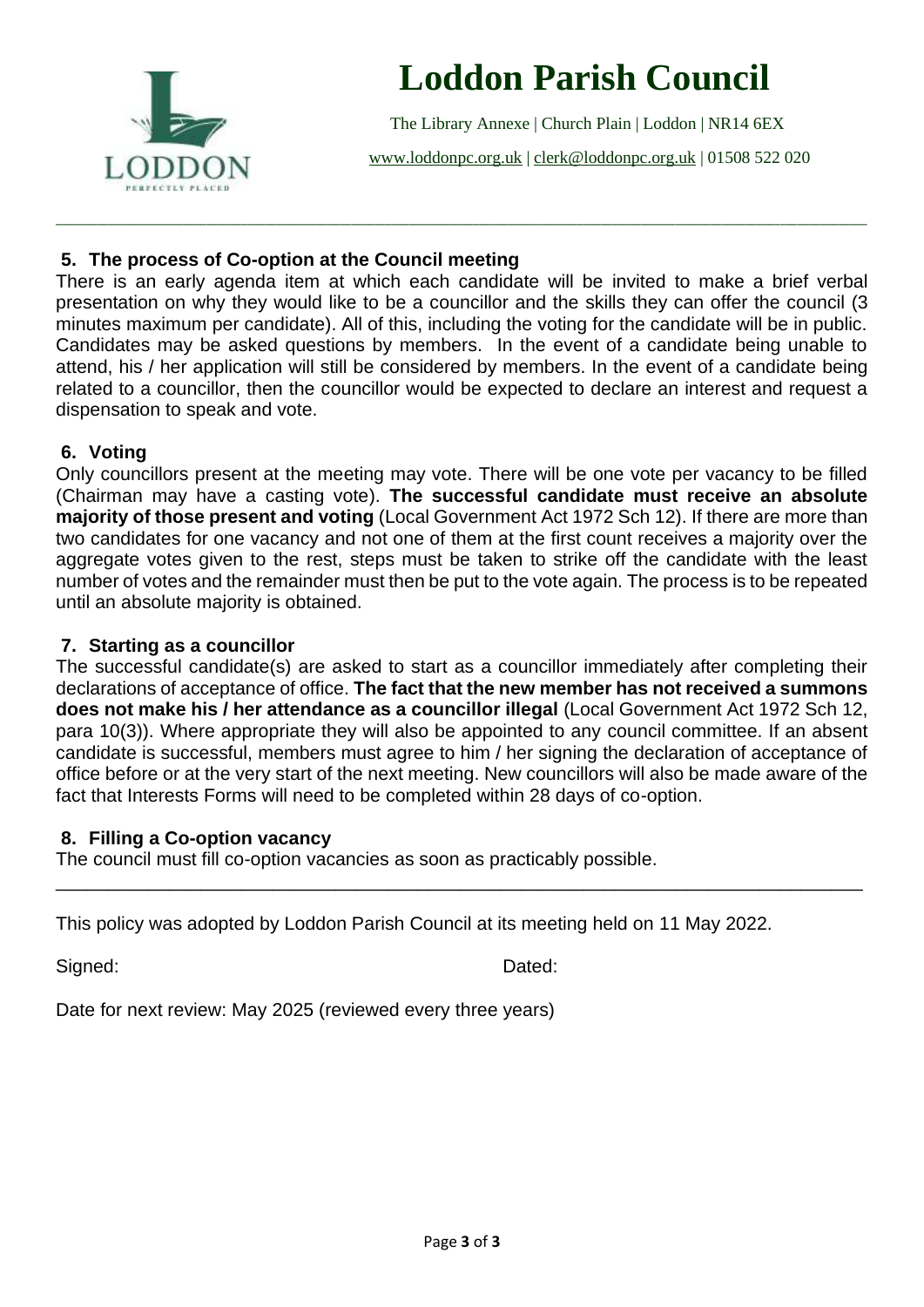# Loddon Parish Council

The Library Annexe | Church Plain | Loddon | NR14 6EX

www.loddonpc.org.uk | clerk@loddonpc.org.uk | 01508 522 020

---

## 5. The process of Co-option at the Council meeting

There is an early agenda item at which each candidate will be invited to make a brief verbal presentation on why they would like to be a councillor and the skills they can offer the council (3 minutes maximum per candidate). All of this, including the voting for the candidate will be in public. Candidates may be asked questions by members. In the event of a candidate being unable to attend, his / her application will still be considered by members. In the event of a candidate being related to a councillor, then the councillor would be expected to declare an interest and request a dispensation to speak and vote.

## 6. Voting

Only councillors present at the meeting may vote. There will be one vote per vacancy to be filled (Chairman may have a casting vote). **The successful candidate must receive an absolute majority of those present and voting** (Local Government Act 1972 Sch 12). If there are more than two candidates for one vacancy and not one of them at the first count receives a majority over the aggregate votes given to the rest, steps must be taken to strike off the candidate with the least number of votes and the remainder must then be put to the vote again. The process is to be repeated until an absolute majority is obtained.

## 7. Starting as a councillor

The successful candidate(s) are asked to start as a councillor immediately after completing their declarations of acceptance of office. **The fact that the new member has not received a summons does not make his / her attendance as a councillor illegal** (Local Government Act 1972 Sch 12, para 10(3)). Where appropriate they will also be appointed to any council committee. If an absent candidate is successful, members must agree to him / her signing the declaration of acceptance of office before or at the very start of the next meeting. New councillors will also be made aware of the fact that Interests Forms will need to be completed within 28 days of co-option.

## 8. Filling a Co-option vacancy

The council must fill co-option vacancies as soon as practicably possible.

---

This policy was adopted by Loddon Parish Council at its meeting held on 11 May 2022.

Signed: Dated:

Date for next review: May 2025 (reviewed every three years)